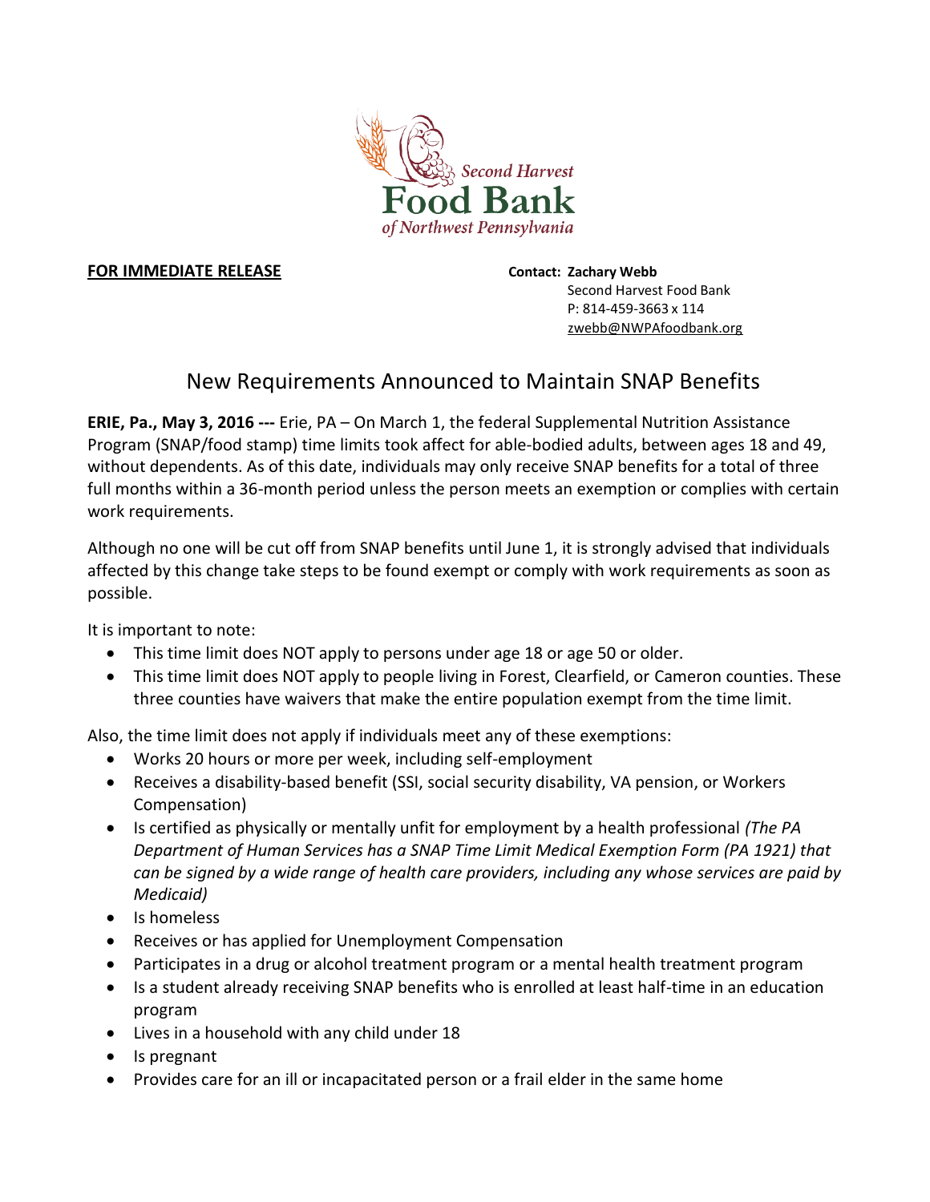Second Harvest Food Bank of Northwest Pennsylvania

**FOR IMMEDIATE RELEASE**

**Contact: Zachary Webb**
Second Harvest Food Bank
P: 814-459-3663 x 114
zwebb@NWPAfoodbank.org

# New Requirements Announced to Maintain SNAP Benefits

**ERIE, Pa., May 3, 2016 ---** Erie, PA – On March 1, the federal Supplemental Nutrition Assistance Program (SNAP/food stamp) time limits took affect for able-bodied adults, between ages 18 and 49, without dependents. As of this date, individuals may only receive SNAP benefits for a total of three full months within a 36-month period unless the person meets an exemption or complies with certain work requirements.

Although no one will be cut off from SNAP benefits until June 1, it is strongly advised that individuals affected by this change take steps to be found exempt or comply with work requirements as soon as possible.

It is important to note:

- This time limit does NOT apply to persons under age 18 or age 50 or older.
- This time limit does NOT apply to people living in Forest, Clearfield, or Cameron counties. These three counties have waivers that make the entire population exempt from the time limit.

Also, the time limit does not apply if individuals meet any of these exemptions:

- Works 20 hours or more per week, including self-employment
- Receives a disability-based benefit (SSI, social security disability, VA pension, or Workers Compensation)
- Is certified as physically or mentally unfit for employment by a health professional *(The PA Department of Human Services has a SNAP Time Limit Medical Exemption Form (PA 1921) that can be signed by a wide range of health care providers, including any whose services are paid by Medicaid)*
- Is homeless
- Receives or has applied for Unemployment Compensation
- Participates in a drug or alcohol treatment program or a mental health treatment program
- Is a student already receiving SNAP benefits who is enrolled at least half-time in an education program
- Lives in a household with any child under 18
- Is pregnant
- Provides care for an ill or incapacitated person or a frail elder in the same home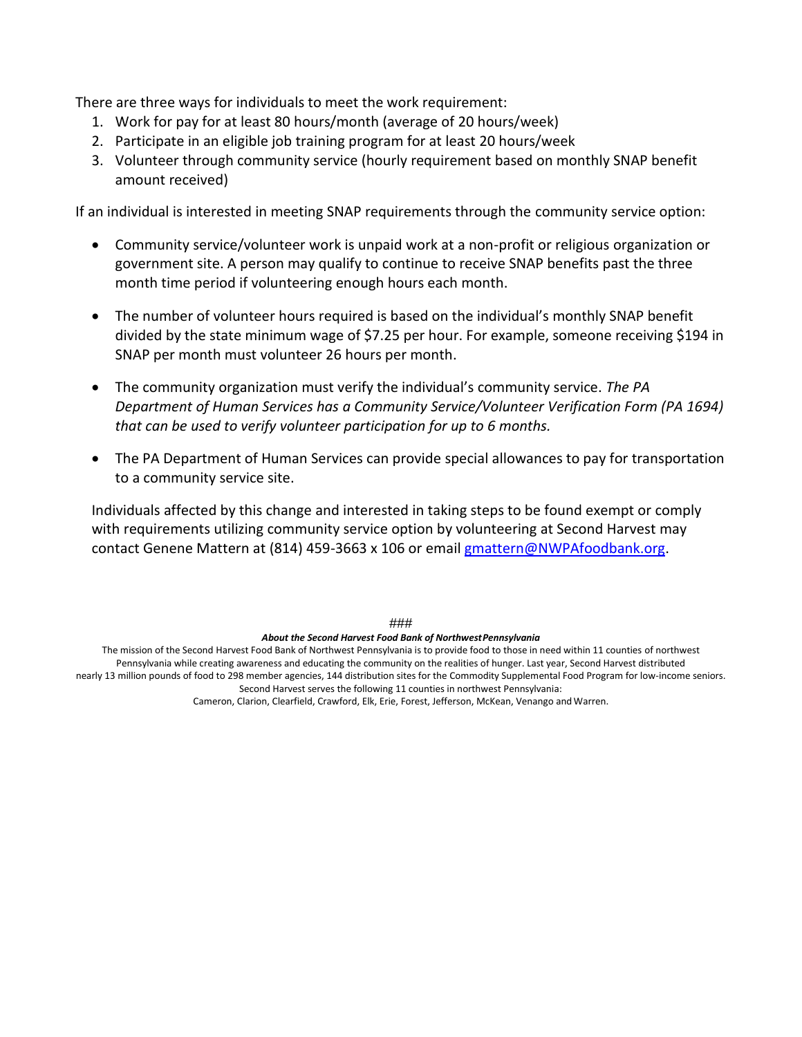There are three ways for individuals to meet the work requirement:

1. Work for pay for at least 80 hours/month (average of 20 hours/week)
2. Participate in an eligible job training program for at least 20 hours/week
3. Volunteer through community service (hourly requirement based on monthly SNAP benefit amount received)

If an individual is interested in meeting SNAP requirements through the community service option:

- Community service/volunteer work is unpaid work at a non-profit or religious organization or government site. A person may qualify to continue to receive SNAP benefits past the three month time period if volunteering enough hours each month.

- The number of volunteer hours required is based on the individual's monthly SNAP benefit divided by the state minimum wage of $7.25 per hour. For example, someone receiving $194 in SNAP per month must volunteer 26 hours per month.

- The community organization must verify the individual's community service. *The PA Department of Human Services has a Community Service/Volunteer Verification Form (PA 1694) that can be used to verify volunteer participation for up to 6 months.*

- The PA Department of Human Services can provide special allowances to pay for transportation to a community service site.

Individuals affected by this change and interested in taking steps to be found exempt or comply with requirements utilizing community service option by volunteering at Second Harvest may contact Genene Mattern at (814) 459-3663 x 106 or email gmattern@NWPAfoodbank.org.

###

***About the Second Harvest Food Bank of Northwest Pennsylvania***

The mission of the Second Harvest Food Bank of Northwest Pennsylvania is to provide food to those in need within 11 counties of northwest Pennsylvania while creating awareness and educating the community on the realities of hunger. Last year, Second Harvest distributed nearly 13 million pounds of food to 298 member agencies, 144 distribution sites for the Commodity Supplemental Food Program for low-income seniors. Second Harvest serves the following 11 counties in northwest Pennsylvania:
Cameron, Clarion, Clearfield, Crawford, Elk, Erie, Forest, Jefferson, McKean, Venango and Warren.